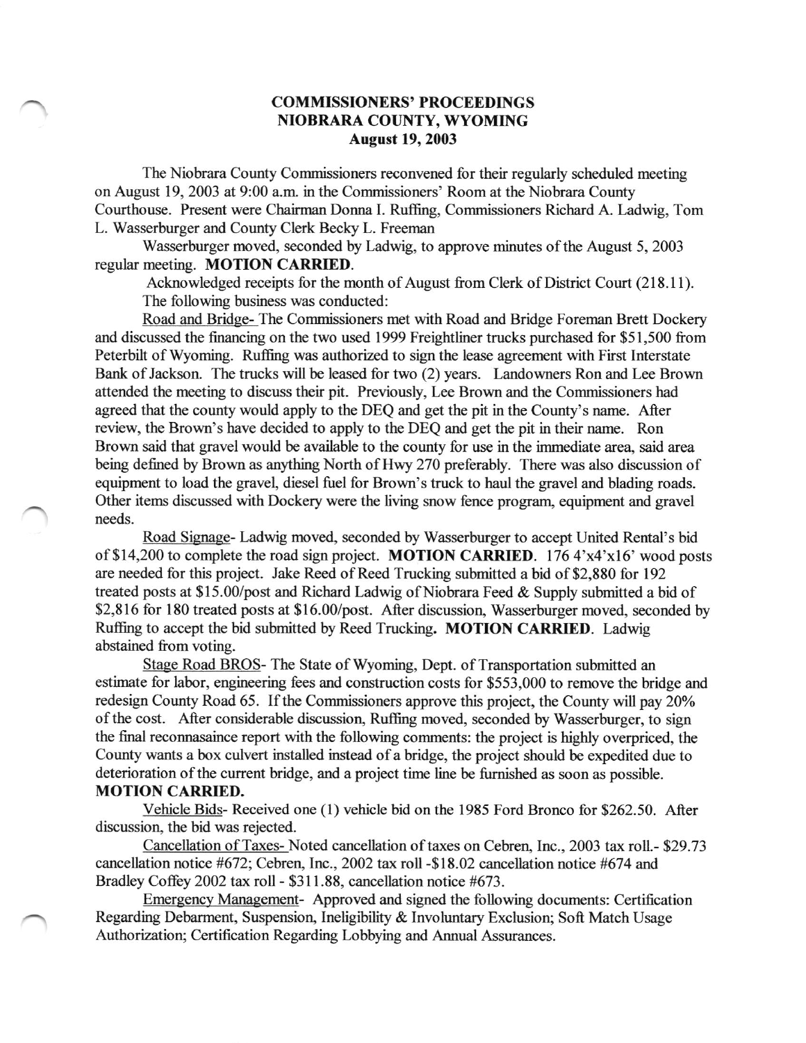**COMMISSIONERS' PROCEEDINGS**
**NIOBRARA COUNTY, WYOMING**
**August 19, 2003**

The Niobrara County Commissioners reconvened for their regularly scheduled meeting on August 19, 2003 at 9:00 a.m. in the Commissioners' Room at the Niobrara County Courthouse. Present were Chairman Donna I. Ruffing, Commissioners Richard A. Ladwig, Tom L. Wasserburger and County Clerk Becky L. Freeman

Wasserburger moved, seconded by Ladwig, to approve minutes of the August 5, 2003 regular meeting. **MOTION CARRIED**.

Acknowledged receipts for the month of August from Clerk of District Court (218.11).

The following business was conducted:

Road and Bridge- The Commissioners met with Road and Bridge Foreman Brett Dockery and discussed the financing on the two used 1999 Freightliner trucks purchased for $51,500 from Peterbilt of Wyoming. Ruffing was authorized to sign the lease agreement with First Interstate Bank of Jackson. The trucks will be leased for two (2) years. Landowners Ron and Lee Brown attended the meeting to discuss their pit. Previously, Lee Brown and the Commissioners had agreed that the county would apply to the DEQ and get the pit in the County's name. After review, the Brown's have decided to apply to the DEQ and get the pit in their name. Ron Brown said that gravel would be available to the county for use in the immediate area, said area being defined by Brown as anything North of Hwy 270 preferably. There was also discussion of equipment to load the gravel, diesel fuel for Brown's truck to haul the gravel and blading roads. Other items discussed with Dockery were the living snow fence program, equipment and gravel needs.

Road Signage- Ladwig moved, seconded by Wasserburger to accept United Rental's bid of $14,200 to complete the road sign project. **MOTION CARRIED**. 176 4'x4'x16' wood posts are needed for this project. Jake Reed of Reed Trucking submitted a bid of $2,880 for 192 treated posts at $15.00/post and Richard Ladwig of Niobrara Feed & Supply submitted a bid of $2,816 for 180 treated posts at $16.00/post. After discussion, Wasserburger moved, seconded by Ruffing to accept the bid submitted by Reed Trucking. **MOTION CARRIED**. Ladwig abstained from voting.

Stage Road BROS- The State of Wyoming, Dept. of Transportation submitted an estimate for labor, engineering fees and construction costs for $553,000 to remove the bridge and redesign County Road 65. If the Commissioners approve this project, the County will pay 20% of the cost. After considerable discussion, Ruffing moved, seconded by Wasserburger, to sign the final reconnasaince report with the following comments: the project is highly overpriced, the County wants a box culvert installed instead of a bridge, the project should be expedited due to deterioration of the current bridge, and a project time line be furnished as soon as possible. **MOTION CARRIED.**

Vehicle Bids- Received one (1) vehicle bid on the 1985 Ford Bronco for $262.50. After discussion, the bid was rejected.

Cancellation of Taxes- Noted cancellation of taxes on Cebren, Inc., 2003 tax roll.- $29.73 cancellation notice #672; Cebren, Inc., 2002 tax roll -$18.02 cancellation notice #674 and Bradley Coffey 2002 tax roll - $311.88, cancellation notice #673.

Emergency Management- Approved and signed the following documents: Certification Regarding Debarment, Suspension, Ineligibility & Involuntary Exclusion; Soft Match Usage Authorization; Certification Regarding Lobbying and Annual Assurances.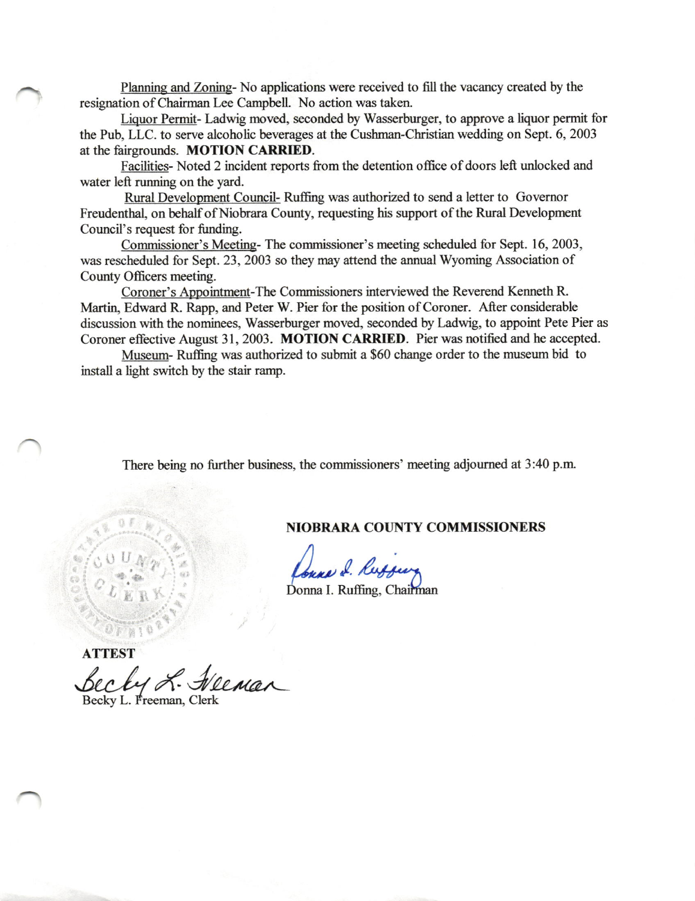Planning and Zoning- No applications were received to fill the vacancy created by the resignation of Chairman Lee Campbell. No action was taken.

Liquor Permit- Ladwig moved, seconded by Wasserburger, to approve a liquor permit for the Pub, LLC. to serve alcoholic beverages at the Cushman-Christian wedding on Sept. 6, 2003 at the fairgrounds. **MOTION CARRIED.**

Facilities- Noted 2 incident reports from the detention office of doors left unlocked and water left running on the yard.

Rural Development Council- Ruffing was authorized to send a letter to Governor Freudenthal, on behalf of Niobrara County, requesting his support of the Rural Development Council's request for funding.

Commissioner's Meeting- The commissioner's meeting scheduled for Sept. 16, 2003, was rescheduled for Sept. 23, 2003 so they may attend the annual Wyoming Association of County Officers meeting.

Coroner's Appointment-The Commissioners interviewed the Reverend Kenneth R. Martin, Edward R. Rapp, and Peter W. Pier for the position of Coroner. After considerable discussion with the nominees, Wasserburger moved, seconded by Ladwig, to appoint Pete Pier as Coroner effective August 31, 2003. **MOTION CARRIED.** Pier was notified and he accepted.

Museum- Ruffing was authorized to submit a $60 change order to the museum bid to install a light switch by the stair ramp.

There being no further business, the commissioners' meeting adjourned at 3:40 p.m.

**NIOBRARA COUNTY COMMISSIONERS**

Donna I. Ruffing, Chairman

**ATTEST**

Becky L. Freeman, Clerk